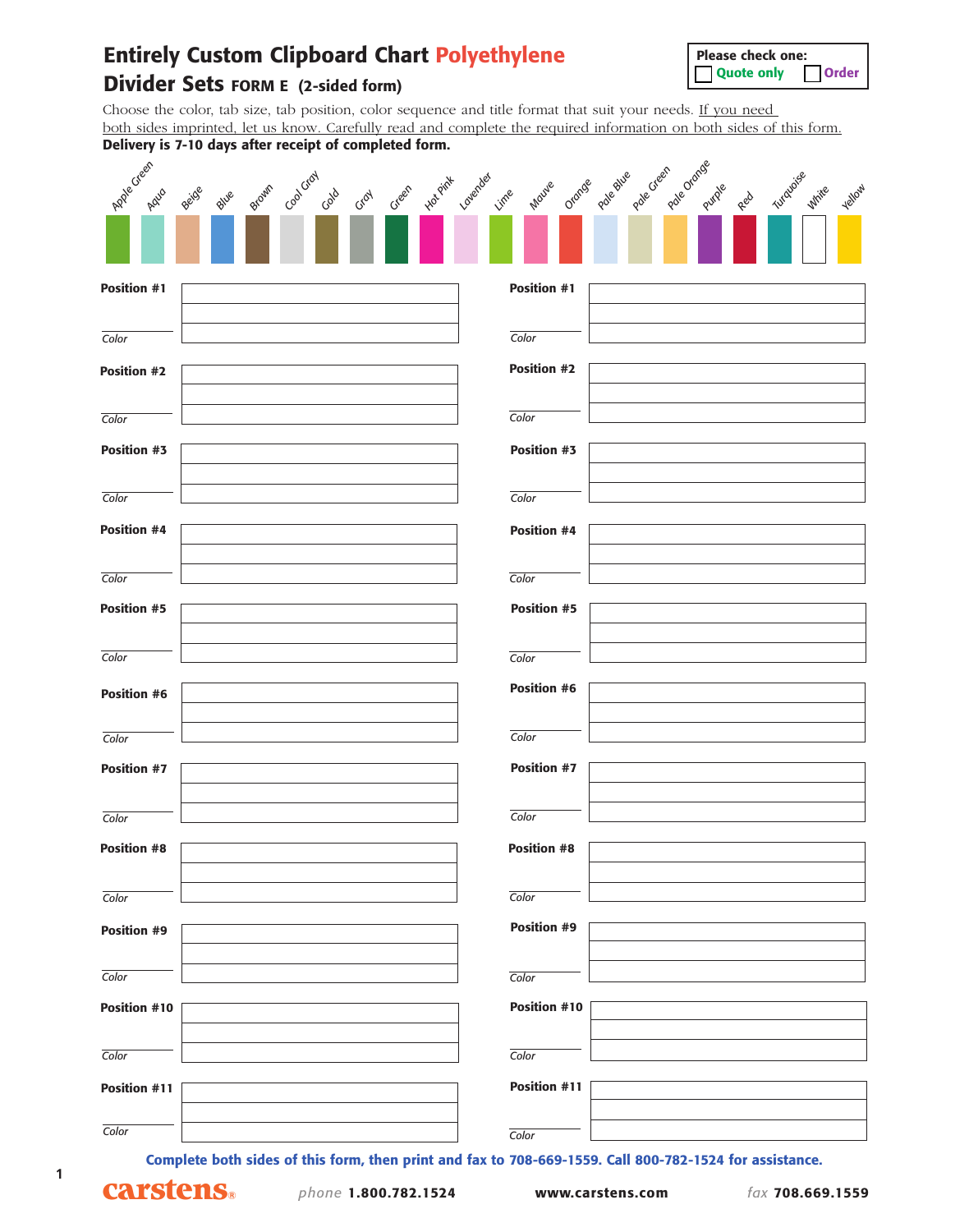# Entirely Custom Clipboard Chart Polyethylene Divider Sets FORM E (2-sided form)

**Please check one:**
☐ **Quote only** ☐ **Order**

Choose the color, tab size, tab position, color sequence and title format that suit your needs. If you need both sides imprinted, let us know. Carefully read and complete the required information on both sides of this form.
**Delivery is 7-10 days after receipt of completed form.**

*Apple Green, Aqua, Beige, Blue, Brown, Cool Gray, Gold, Gray, Green, Hot Pink, Lavender, Lime, Mauve, Orange, Pale Blue, Pale Green, Pale Orange, Purple, Red, Turquoise, White, Yellow*

| | | | |
|---|---|---|---|
| **Position #1** *Color* ____ | ____ | **Position #1** *Color* ____ | ____ |
| **Position #2** *Color* ____ | ____ | **Position #2** *Color* ____ | ____ |
| **Position #3** *Color* ____ | ____ | **Position #3** *Color* ____ | ____ |
| **Position #4** *Color* ____ | ____ | **Position #4** *Color* ____ | ____ |
| **Position #5** *Color* ____ | ____ | **Position #5** *Color* ____ | ____ |
| **Position #6** *Color* ____ | ____ | **Position #6** *Color* ____ | ____ |
| **Position #7** *Color* ____ | ____ | **Position #7** *Color* ____ | ____ |
| **Position #8** *Color* ____ | ____ | **Position #8** *Color* ____ | ____ |
| **Position #9** *Color* ____ | ____ | **Position #9** *Color* ____ | ____ |
| **Position #10** *Color* ____ | ____ | **Position #10** *Color* ____ | ____ |
| **Position #11** *Color* ____ | ____ | **Position #11** *Color* ____ | ____ |

**Complete both sides of this form, then print and fax to 708-669-1559. Call 800-782-1524 for assistance.**

carstens® *phone* **1.800.782.1524** **www.carstens.com** *fax* **708.669.1559**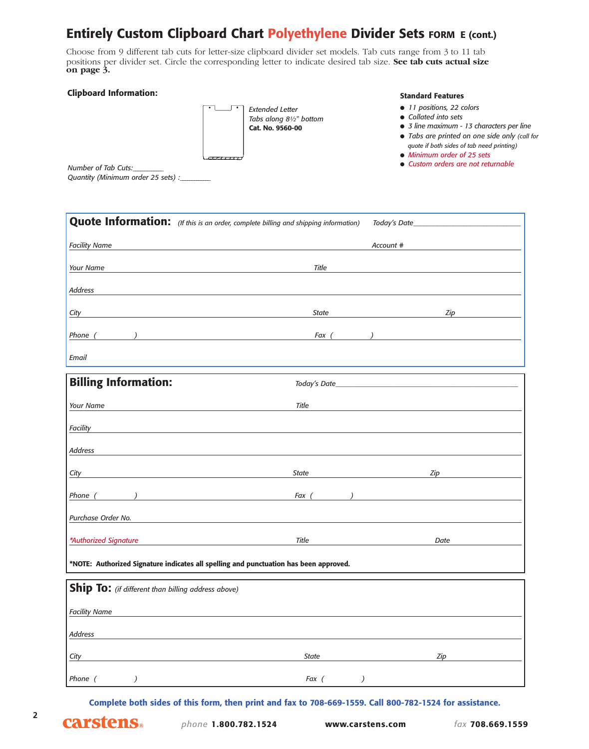# Entirely Custom Clipboard Chart Polyethylene Divider Sets FORM E (cont.)

Choose from 9 different tab cuts for letter-size clipboard divider set models. Tab cuts range from 3 to 11 tab positions per divider set. Circle the corresponding letter to indicate desired tab size. **See tab cuts actual size on page 3.**

**Clipboard Information:**

*Extended Letter*
*Tabs along 8½" bottom*
**Cat. No. 9560-00**

*Number of Tab Cuts:_________*
*Quantity (Minimum order 25 sets) :_________*

**Standard Features**

- *11 positions, 22 colors*
- *Collated into sets*
- *3 line maximum - 13 characters per line*
- *Tabs are printed on one side only (call for quote if both sides of tab need printing)*
- *Minimum order of 25 sets*
- *Custom orders are not returnable*

## Quote Information: *(If this is an order, complete billing and shipping information)*

*Today's Date*_______________________________

*Facility Name* _______________________________ *Account #* _______________

*Your Name* _______________________________ *Title* _______________

*Address* _______________________________

*City* _______________ *State* _______________ *Zip* _______________

*Phone* ( ) _______________ *Fax* ( ) _______________

*Email* _______________________________

## Billing Information:

*Today's Date*_______________________________

*Your Name* _______________________________ *Title* _______________

*Facility* _______________________________

*Address* _______________________________

*City* _______________ *State* _______________ *Zip* _______________

*Phone* ( ) _______________ *Fax* ( ) _______________

*Purchase Order No.* _______________________________

*\*Authorized Signature* _______________ *Title* _______________ *Date* _______________

**\*NOTE: Authorized Signature indicates all spelling and punctuation has been approved.**

## Ship To: *(if different than billing address above)*

*Facility Name* _______________________________

*Address* _______________________________

*City* _______________ *State* _______________ *Zip* _______________

*Phone* ( ) _______________ *Fax* ( ) _______________

**Complete both sides of this form, then print and fax to 708-669-1559. Call 800-782-1524 for assistance.**

carstens® *phone* **1.800.782.1524** **www.carstens.com** *fax* **708.669.1559**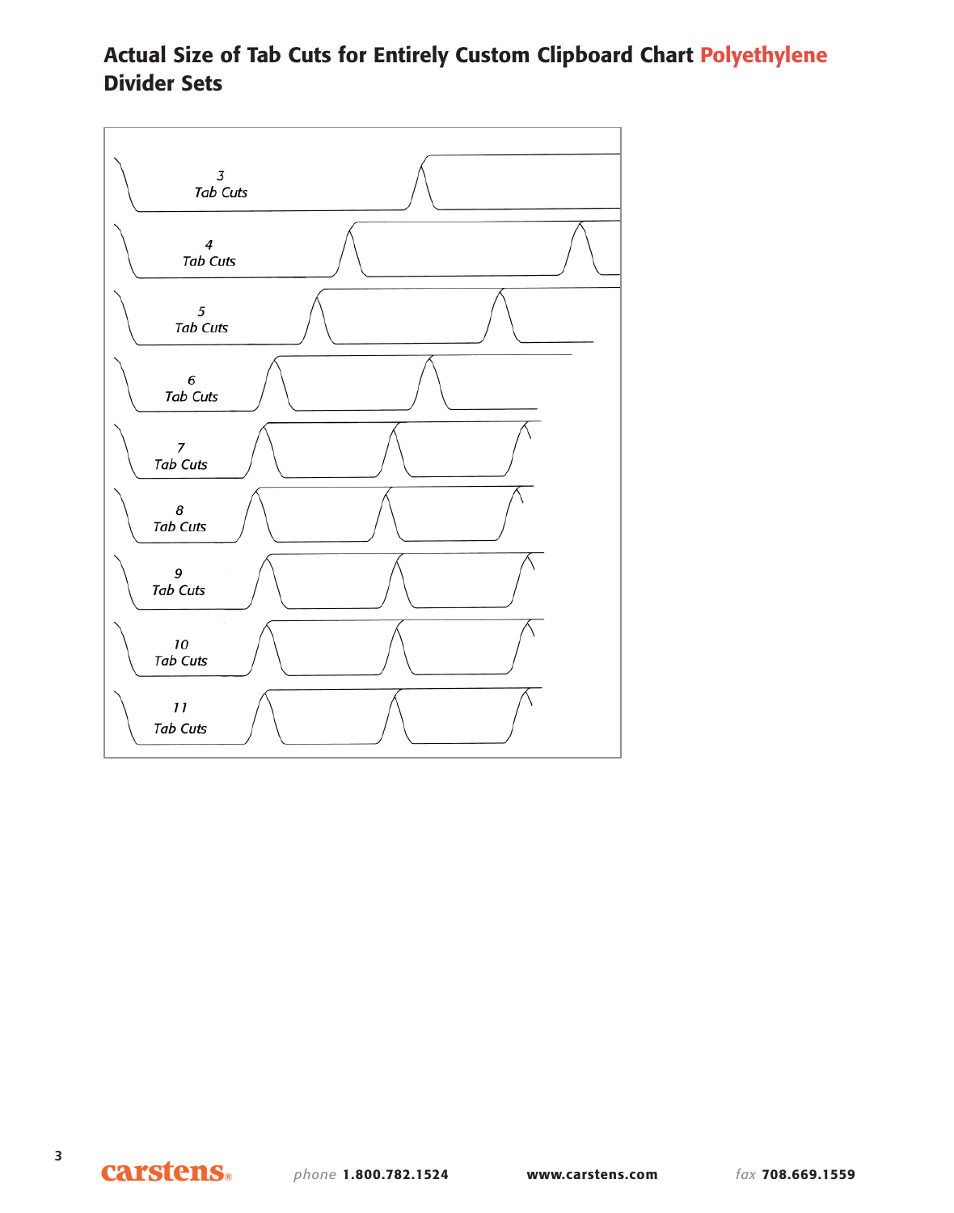## Actual Size of Tab Cuts for Entirely Custom Clipboard Chart Polyethylene Divider Sets

3
Tab Cuts

4
Tab Cuts

5
Tab Cuts

6
Tab Cuts

7
Tab Cuts

8
Tab Cuts

9
Tab Cuts

10
Tab Cuts

11
Tab Cuts